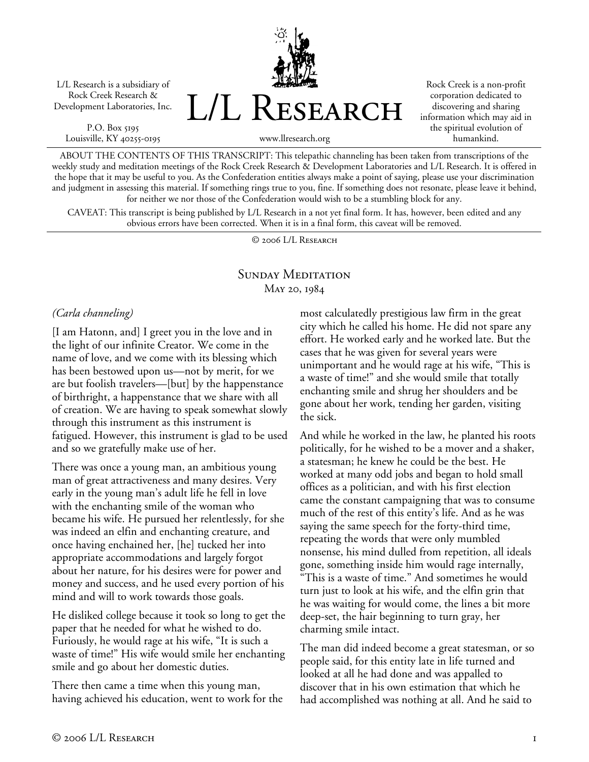L/L Research is a subsidiary of Rock Creek Research & Development Laboratories, Inc.

P.O. Box 5195
Louisville, KY 40255-0195

# L/L Research

www.llresearch.org

Rock Creek is a non-profit corporation dedicated to discovering and sharing information which may aid in the spiritual evolution of humankind.

ABOUT THE CONTENTS OF THIS TRANSCRIPT: This telepathic channeling has been taken from transcriptions of the weekly study and meditation meetings of the Rock Creek Research & Development Laboratories and L/L Research. It is offered in the hope that it may be useful to you. As the Confederation entities always make a point of saying, please use your discrimination and judgment in assessing this material. If something rings true to you, fine. If something does not resonate, please leave it behind, for neither we nor those of the Confederation would wish to be a stumbling block for any.

CAVEAT: This transcript is being published by L/L Research in a not yet final form. It has, however, been edited and any obvious errors have been corrected. When it is in a final form, this caveat will be removed.

© 2006 L/L Research

## Sunday Meditation

May 20, 1984

*(Carla channeling)*

[I am Hatonn, and] I greet you in the love and in the light of our infinite Creator. We come in the name of love, and we come with its blessing which has been bestowed upon us—not by merit, for we are but foolish travelers—[but] by the happenstance of birthright, a happenstance that we share with all of creation. We are having to speak somewhat slowly through this instrument as this instrument is fatigued. However, this instrument is glad to be used and so we gratefully make use of her.

There was once a young man, an ambitious young man of great attractiveness and many desires. Very early in the young man's adult life he fell in love with the enchanting smile of the woman who became his wife. He pursued her relentlessly, for she was indeed an elfin and enchanting creature, and once having enchained her, [he] tucked her into appropriate accommodations and largely forgot about her nature, for his desires were for power and money and success, and he used every portion of his mind and will to work towards those goals.

He disliked college because it took so long to get the paper that he needed for what he wished to do. Furiously, he would rage at his wife, "It is such a waste of time!" His wife would smile her enchanting smile and go about her domestic duties.

There then came a time when this young man, having achieved his education, went to work for the most calculatedly prestigious law firm in the great city which he called his home. He did not spare any effort. He worked early and he worked late. But the cases that he was given for several years were unimportant and he would rage at his wife, "This is a waste of time!" and she would smile that totally enchanting smile and shrug her shoulders and be gone about her work, tending her garden, visiting the sick.

And while he worked in the law, he planted his roots politically, for he wished to be a mover and a shaker, a statesman; he knew he could be the best. He worked at many odd jobs and began to hold small offices as a politician, and with his first election came the constant campaigning that was to consume much of the rest of this entity's life. And as he was saying the same speech for the forty-third time, repeating the words that were only mumbled nonsense, his mind dulled from repetition, all ideals gone, something inside him would rage internally, "This is a waste of time." And sometimes he would turn just to look at his wife, and the elfin grin that he was waiting for would come, the lines a bit more deep-set, the hair beginning to turn gray, her charming smile intact.

The man did indeed become a great statesman, or so people said, for this entity late in life turned and looked at all he had done and was appalled to discover that in his own estimation that which he had accomplished was nothing at all. And he said to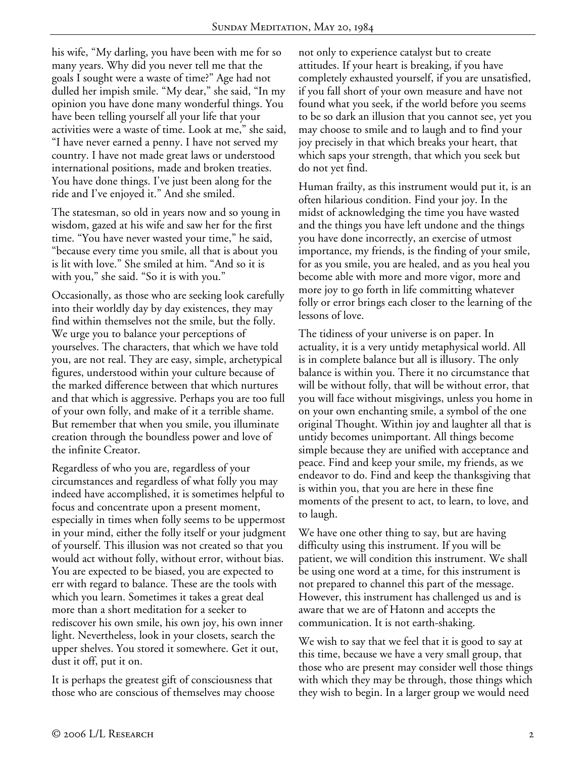his wife, "My darling, you have been with me for so many years. Why did you never tell me that the goals I sought were a waste of time?" Age had not dulled her impish smile. "My dear," she said, "In my opinion you have done many wonderful things. You have been telling yourself all your life that your activities were a waste of time. Look at me," she said, "I have never earned a penny. I have not served my country. I have not made great laws or understood international positions, made and broken treaties. You have done things. I've just been along for the ride and I've enjoyed it." And she smiled.

The statesman, so old in years now and so young in wisdom, gazed at his wife and saw her for the first time. "You have never wasted your time," he said, "because every time you smile, all that is about you is lit with love." She smiled at him. "And so it is with you," she said. "So it is with you."

Occasionally, as those who are seeking look carefully into their worldly day by day existences, they may find within themselves not the smile, but the folly. We urge you to balance your perceptions of yourselves. The characters, that which we have told you, are not real. They are easy, simple, archetypical figures, understood within your culture because of the marked difference between that which nurtures and that which is aggressive. Perhaps you are too full of your own folly, and make of it a terrible shame. But remember that when you smile, you illuminate creation through the boundless power and love of the infinite Creator.

Regardless of who you are, regardless of your circumstances and regardless of what folly you may indeed have accomplished, it is sometimes helpful to focus and concentrate upon a present moment, especially in times when folly seems to be uppermost in your mind, either the folly itself or your judgment of yourself. This illusion was not created so that you would act without folly, without error, without bias. You are expected to be biased, you are expected to err with regard to balance. These are the tools with which you learn. Sometimes it takes a great deal more than a short meditation for a seeker to rediscover his own smile, his own joy, his own inner light. Nevertheless, look in your closets, search the upper shelves. You stored it somewhere. Get it out, dust it off, put it on.

It is perhaps the greatest gift of consciousness that those who are conscious of themselves may choose not only to experience catalyst but to create attitudes. If your heart is breaking, if you have completely exhausted yourself, if you are unsatisfied, if you fall short of your own measure and have not found what you seek, if the world before you seems to be so dark an illusion that you cannot see, yet you may choose to smile and to laugh and to find your joy precisely in that which breaks your heart, that which saps your strength, that which you seek but do not yet find.

Human frailty, as this instrument would put it, is an often hilarious condition. Find your joy. In the midst of acknowledging the time you have wasted and the things you have left undone and the things you have done incorrectly, an exercise of utmost importance, my friends, is the finding of your smile, for as you smile, you are healed, and as you heal you become able with more and more vigor, more and more joy to go forth in life committing whatever folly or error brings each closer to the learning of the lessons of love.

The tidiness of your universe is on paper. In actuality, it is a very untidy metaphysical world. All is in complete balance but all is illusory. The only balance is within you. There it no circumstance that will be without folly, that will be without error, that you will face without misgivings, unless you home in on your own enchanting smile, a symbol of the one original Thought. Within joy and laughter all that is untidy becomes unimportant. All things become simple because they are unified with acceptance and peace. Find and keep your smile, my friends, as we endeavor to do. Find and keep the thanksgiving that is within you, that you are here in these fine moments of the present to act, to learn, to love, and to laugh.

We have one other thing to say, but are having difficulty using this instrument. If you will be patient, we will condition this instrument. We shall be using one word at a time, for this instrument is not prepared to channel this part of the message. However, this instrument has challenged us and is aware that we are of Hatonn and accepts the communication. It is not earth-shaking.

We wish to say that we feel that it is good to say at this time, because we have a very small group, that those who are present may consider well those things with which they may be through, those things which they wish to begin. In a larger group we would need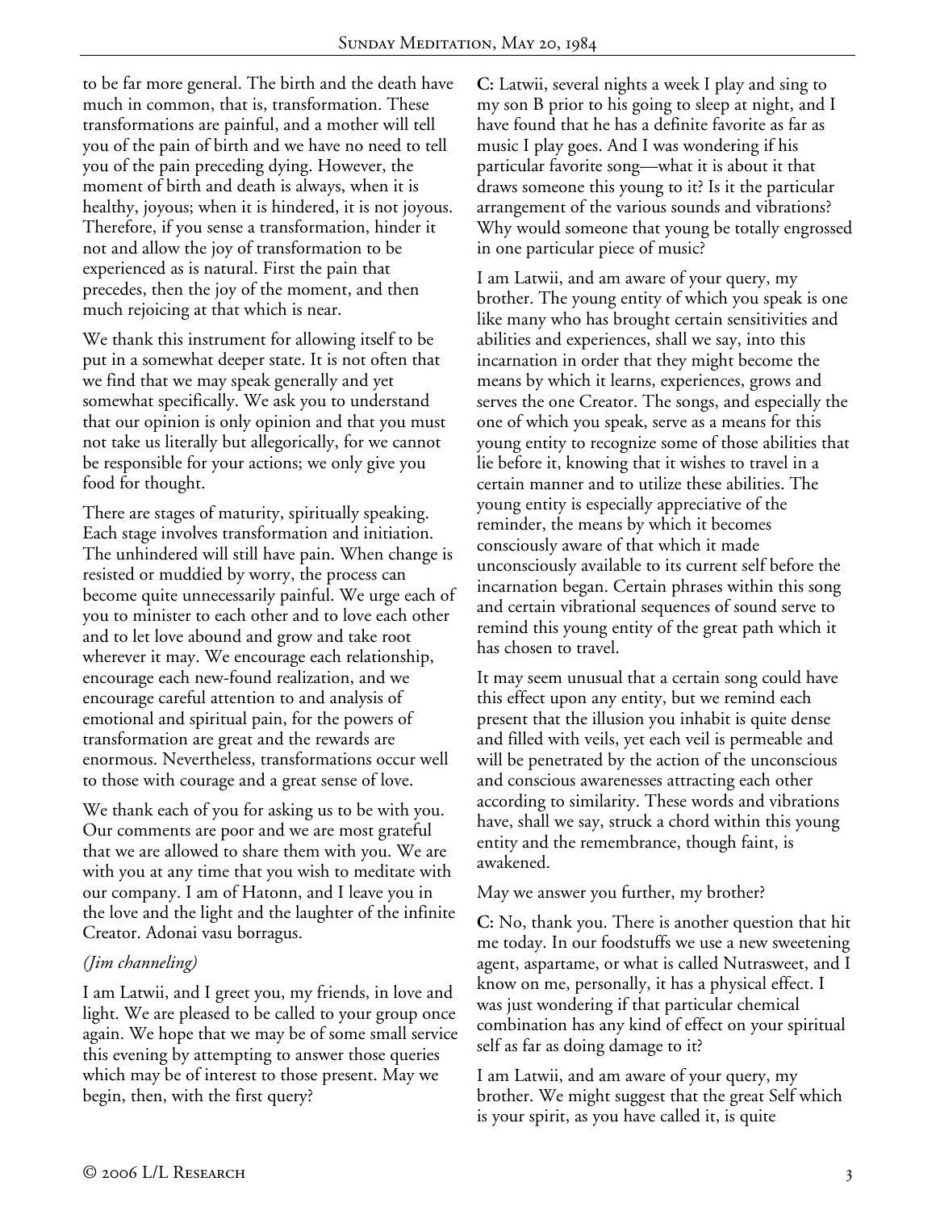to be far more general. The birth and the death have much in common, that is, transformation. These transformations are painful, and a mother will tell you of the pain of birth and we have no need to tell you of the pain preceding dying. However, the moment of birth and death is always, when it is healthy, joyous; when it is hindered, it is not joyous. Therefore, if you sense a transformation, hinder it not and allow the joy of transformation to be experienced as is natural. First the pain that precedes, then the joy of the moment, and then much rejoicing at that which is near.

We thank this instrument for allowing itself to be put in a somewhat deeper state. It is not often that we find that we may speak generally and yet somewhat specifically. We ask you to understand that our opinion is only opinion and that you must not take us literally but allegorically, for we cannot be responsible for your actions; we only give you food for thought.

There are stages of maturity, spiritually speaking. Each stage involves transformation and initiation. The unhindered will still have pain. When change is resisted or muddied by worry, the process can become quite unnecessarily painful. We urge each of you to minister to each other and to love each other and to let love abound and grow and take root wherever it may. We encourage each relationship, encourage each new-found realization, and we encourage careful attention to and analysis of emotional and spiritual pain, for the powers of transformation are great and the rewards are enormous. Nevertheless, transformations occur well to those with courage and a great sense of love.

We thank each of you for asking us to be with you. Our comments are poor and we are most grateful that we are allowed to share them with you. We are with you at any time that you wish to meditate with our company. I am of Hatonn, and I leave you in the love and the light and the laughter of the infinite Creator. Adonai vasu borragus.

*(Jim channeling)*

I am Latwii, and I greet you, my friends, in love and light. We are pleased to be called to your group once again. We hope that we may be of some small service this evening by attempting to answer those queries which may be of interest to those present. May we begin, then, with the first query?

**C:** Latwii, several nights a week I play and sing to my son B prior to his going to sleep at night, and I have found that he has a definite favorite as far as music I play goes. And I was wondering if his particular favorite song—what it is about it that draws someone this young to it? Is it the particular arrangement of the various sounds and vibrations? Why would someone that young be totally engrossed in one particular piece of music?

I am Latwii, and am aware of your query, my brother. The young entity of which you speak is one like many who has brought certain sensitivities and abilities and experiences, shall we say, into this incarnation in order that they might become the means by which it learns, experiences, grows and serves the one Creator. The songs, and especially the one of which you speak, serve as a means for this young entity to recognize some of those abilities that lie before it, knowing that it wishes to travel in a certain manner and to utilize these abilities. The young entity is especially appreciative of the reminder, the means by which it becomes consciously aware of that which it made unconsciously available to its current self before the incarnation began. Certain phrases within this song and certain vibrational sequences of sound serve to remind this young entity of the great path which it has chosen to travel.

It may seem unusual that a certain song could have this effect upon any entity, but we remind each present that the illusion you inhabit is quite dense and filled with veils, yet each veil is permeable and will be penetrated by the action of the unconscious and conscious awarenesses attracting each other according to similarity. These words and vibrations have, shall we say, struck a chord within this young entity and the remembrance, though faint, is awakened.

May we answer you further, my brother?

**C:** No, thank you. There is another question that hit me today. In our foodstuffs we use a new sweetening agent, aspartame, or what is called Nutrasweet, and I know on me, personally, it has a physical effect. I was just wondering if that particular chemical combination has any kind of effect on your spiritual self as far as doing damage to it?

I am Latwii, and am aware of your query, my brother. We might suggest that the great Self which is your spirit, as you have called it, is quite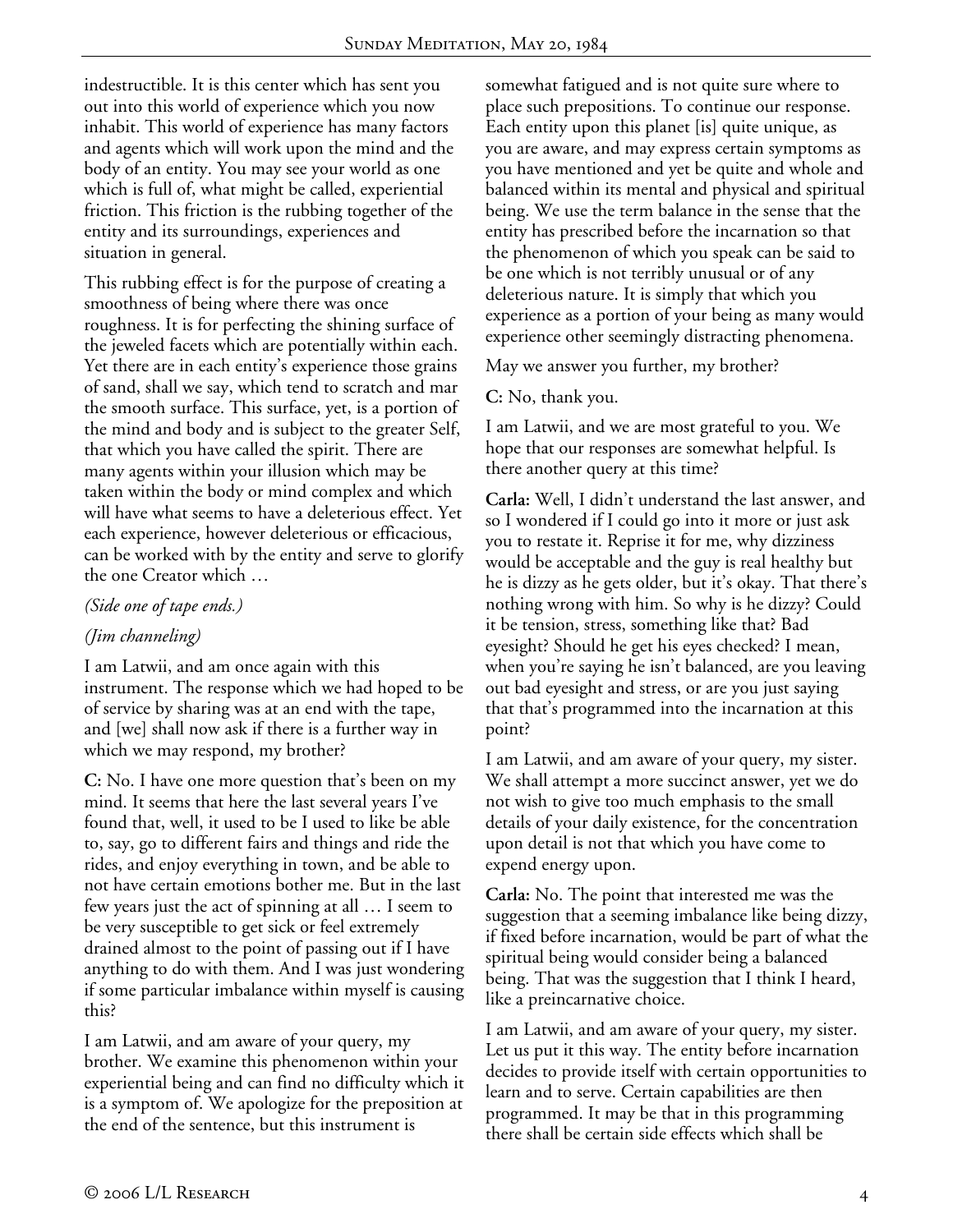indestructible. It is this center which has sent you out into this world of experience which you now inhabit. This world of experience has many factors and agents which will work upon the mind and the body of an entity. You may see your world as one which is full of, what might be called, experiential friction. This friction is the rubbing together of the entity and its surroundings, experiences and situation in general.

This rubbing effect is for the purpose of creating a smoothness of being where there was once roughness. It is for perfecting the shining surface of the jeweled facets which are potentially within each. Yet there are in each entity's experience those grains of sand, shall we say, which tend to scratch and mar the smooth surface. This surface, yet, is a portion of the mind and body and is subject to the greater Self, that which you have called the spirit. There are many agents within your illusion which may be taken within the body or mind complex and which will have what seems to have a deleterious effect. Yet each experience, however deleterious or efficacious, can be worked with by the entity and serve to glorify the one Creator which …

*(Side one of tape ends.)*

*(Jim channeling)*

I am Latwii, and am once again with this instrument. The response which we had hoped to be of service by sharing was at an end with the tape, and [we] shall now ask if there is a further way in which we may respond, my brother?

**C:** No. I have one more question that's been on my mind. It seems that here the last several years I've found that, well, it used to be I used to like be able to, say, go to different fairs and things and ride the rides, and enjoy everything in town, and be able to not have certain emotions bother me. But in the last few years just the act of spinning at all … I seem to be very susceptible to get sick or feel extremely drained almost to the point of passing out if I have anything to do with them. And I was just wondering if some particular imbalance within myself is causing this?

I am Latwii, and am aware of your query, my brother. We examine this phenomenon within your experiential being and can find no difficulty which it is a symptom of. We apologize for the preposition at the end of the sentence, but this instrument is somewhat fatigued and is not quite sure where to place such prepositions. To continue our response. Each entity upon this planet [is] quite unique, as you are aware, and may express certain symptoms as you have mentioned and yet be quite and whole and balanced within its mental and physical and spiritual being. We use the term balance in the sense that the entity has prescribed before the incarnation so that the phenomenon of which you speak can be said to be one which is not terribly unusual or of any deleterious nature. It is simply that which you experience as a portion of your being as many would experience other seemingly distracting phenomena.

May we answer you further, my brother?

**C:** No, thank you.

I am Latwii, and we are most grateful to you. We hope that our responses are somewhat helpful. Is there another query at this time?

**Carla:** Well, I didn't understand the last answer, and so I wondered if I could go into it more or just ask you to restate it. Reprise it for me, why dizziness would be acceptable and the guy is real healthy but he is dizzy as he gets older, but it's okay. That there's nothing wrong with him. So why is he dizzy? Could it be tension, stress, something like that? Bad eyesight? Should he get his eyes checked? I mean, when you're saying he isn't balanced, are you leaving out bad eyesight and stress, or are you just saying that that's programmed into the incarnation at this point?

I am Latwii, and am aware of your query, my sister. We shall attempt a more succinct answer, yet we do not wish to give too much emphasis to the small details of your daily existence, for the concentration upon detail is not that which you have come to expend energy upon.

**Carla:** No. The point that interested me was the suggestion that a seeming imbalance like being dizzy, if fixed before incarnation, would be part of what the spiritual being would consider being a balanced being. That was the suggestion that I think I heard, like a preincarnative choice.

I am Latwii, and am aware of your query, my sister. Let us put it this way. The entity before incarnation decides to provide itself with certain opportunities to learn and to serve. Certain capabilities are then programmed. It may be that in this programming there shall be certain side effects which shall be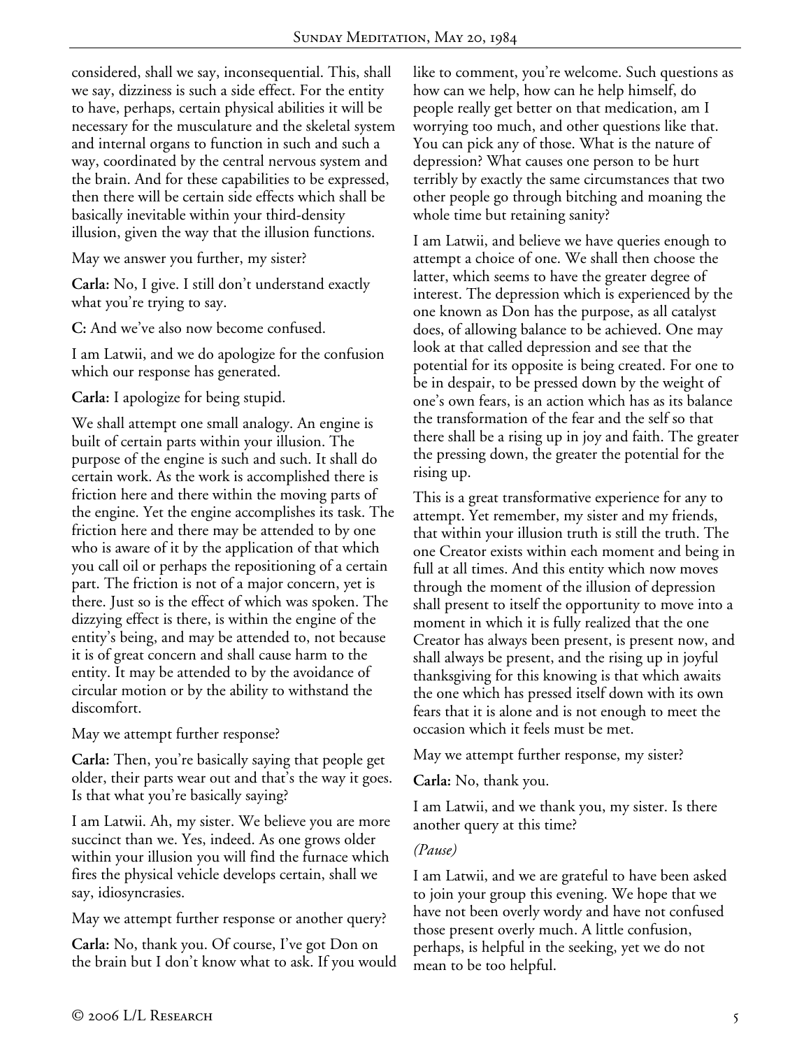considered, shall we say, inconsequential. This, shall we say, dizziness is such a side effect. For the entity to have, perhaps, certain physical abilities it will be necessary for the musculature and the skeletal system and internal organs to function in such and such a way, coordinated by the central nervous system and the brain. And for these capabilities to be expressed, then there will be certain side effects which shall be basically inevitable within your third-density illusion, given the way that the illusion functions.

May we answer you further, my sister?

**Carla:** No, I give. I still don't understand exactly what you're trying to say.

**C:** And we've also now become confused.

I am Latwii, and we do apologize for the confusion which our response has generated.

**Carla:** I apologize for being stupid.

We shall attempt one small analogy. An engine is built of certain parts within your illusion. The purpose of the engine is such and such. It shall do certain work. As the work is accomplished there is friction here and there within the moving parts of the engine. Yet the engine accomplishes its task. The friction here and there may be attended to by one who is aware of it by the application of that which you call oil or perhaps the repositioning of a certain part. The friction is not of a major concern, yet is there. Just so is the effect of which was spoken. The dizzying effect is there, is within the engine of the entity's being, and may be attended to, not because it is of great concern and shall cause harm to the entity. It may be attended to by the avoidance of circular motion or by the ability to withstand the discomfort.

May we attempt further response?

**Carla:** Then, you're basically saying that people get older, their parts wear out and that's the way it goes. Is that what you're basically saying?

I am Latwii. Ah, my sister. We believe you are more succinct than we. Yes, indeed. As one grows older within your illusion you will find the furnace which fires the physical vehicle develops certain, shall we say, idiosyncrasies.

May we attempt further response or another query?

**Carla:** No, thank you. Of course, I've got Don on the brain but I don't know what to ask. If you would like to comment, you're welcome. Such questions as how can we help, how can he help himself, do people really get better on that medication, am I worrying too much, and other questions like that. You can pick any of those. What is the nature of depression? What causes one person to be hurt terribly by exactly the same circumstances that two other people go through bitching and moaning the whole time but retaining sanity?

I am Latwii, and believe we have queries enough to attempt a choice of one. We shall then choose the latter, which seems to have the greater degree of interest. The depression which is experienced by the one known as Don has the purpose, as all catalyst does, of allowing balance to be achieved. One may look at that called depression and see that the potential for its opposite is being created. For one to be in despair, to be pressed down by the weight of one's own fears, is an action which has as its balance the transformation of the fear and the self so that there shall be a rising up in joy and faith. The greater the pressing down, the greater the potential for the rising up.

This is a great transformative experience for any to attempt. Yet remember, my sister and my friends, that within your illusion truth is still the truth. The one Creator exists within each moment and being in full at all times. And this entity which now moves through the moment of the illusion of depression shall present to itself the opportunity to move into a moment in which it is fully realized that the one Creator has always been present, is present now, and shall always be present, and the rising up in joyful thanksgiving for this knowing is that which awaits the one which has pressed itself down with its own fears that it is alone and is not enough to meet the occasion which it feels must be met.

May we attempt further response, my sister?

**Carla:** No, thank you.

I am Latwii, and we thank you, my sister. Is there another query at this time?

*(Pause)*

I am Latwii, and we are grateful to have been asked to join your group this evening. We hope that we have not been overly wordy and have not confused those present overly much. A little confusion, perhaps, is helpful in the seeking, yet we do not mean to be too helpful.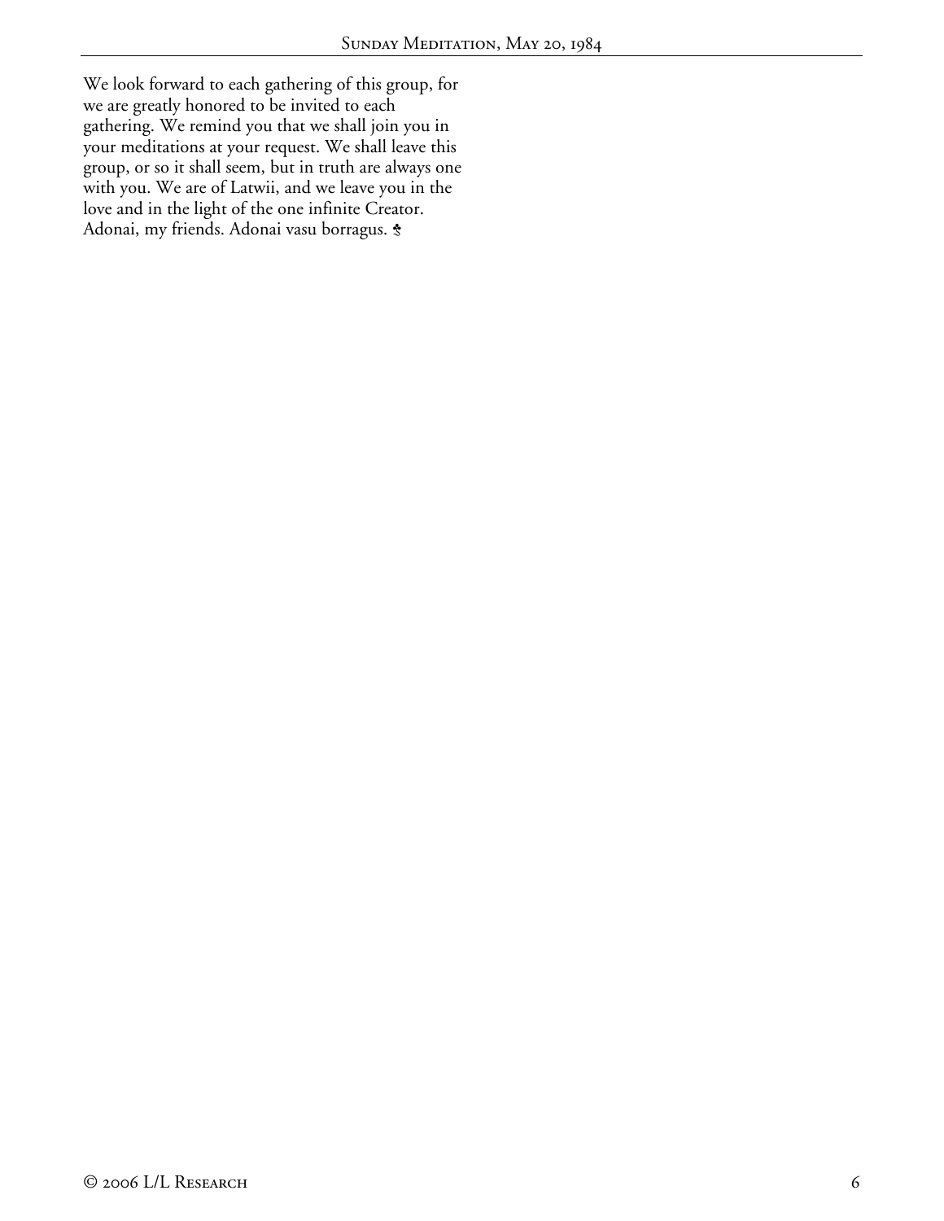We look forward to each gathering of this group, for we are greatly honored to be invited to each gathering. We remind you that we shall join you in your meditations at your request. We shall leave this group, or so it shall seem, but in truth are always one with you. We are of Latwii, and we leave you in the love and in the light of the one infinite Creator. Adonai, my friends. Adonai vasu borragus. ✣